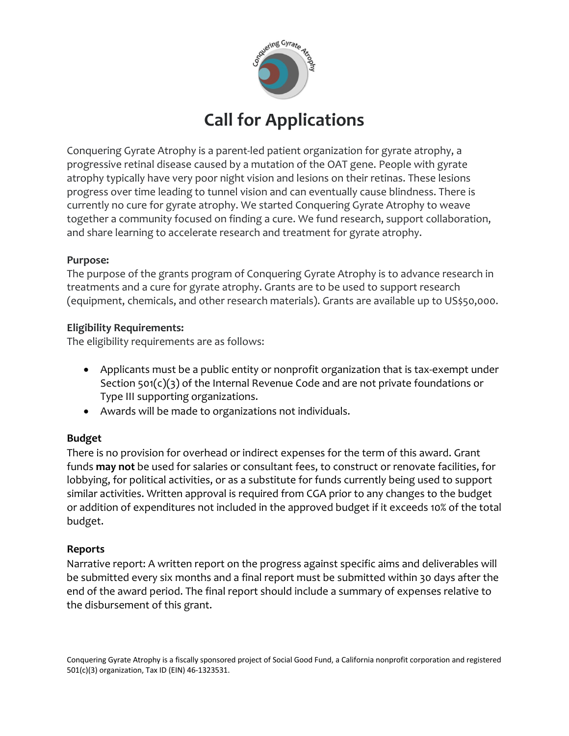# Call for Applications

Conquering Gyrate Atrophy is a parent-led patient organization for gyrate atrophy, a progressive retinal disease caused by a mutation of the OAT gene. People with gyrate atrophy typically have very poor night vision and lesions on their retinas. These lesions progress over time leading to tunnel vision and can eventually cause blindness. There is currently no cure for gyrate atrophy. We started Conquering Gyrate Atrophy to weave together a community focused on finding a cure. We fund research, support collaboration, and share learning to accelerate research and treatment for gyrate atrophy.

**Purpose:**

The purpose of the grants program of Conquering Gyrate Atrophy is to advance research in treatments and a cure for gyrate atrophy. Grants are to be used to support research (equipment, chemicals, and other research materials). Grants are available up to US$50,000.

**Eligibility Requirements:**

The eligibility requirements are as follows:

- Applicants must be a public entity or nonprofit organization that is tax-exempt under Section 501(c)(3) of the Internal Revenue Code and are not private foundations or Type III supporting organizations.
- Awards will be made to organizations not individuals.

**Budget**

There is no provision for overhead or indirect expenses for the term of this award. Grant funds **may not** be used for salaries or consultant fees, to construct or renovate facilities, for lobbying, for political activities, or as a substitute for funds currently being used to support similar activities. Written approval is required from CGA prior to any changes to the budget or addition of expenditures not included in the approved budget if it exceeds 10% of the total budget.

**Reports**

Narrative report: A written report on the progress against specific aims and deliverables will be submitted every six months and a final report must be submitted within 30 days after the end of the award period. The final report should include a summary of expenses relative to the disbursement of this grant.

Conquering Gyrate Atrophy is a fiscally sponsored project of Social Good Fund, a California nonprofit corporation and registered 501(c)(3) organization, Tax ID (EIN) 46-1323531.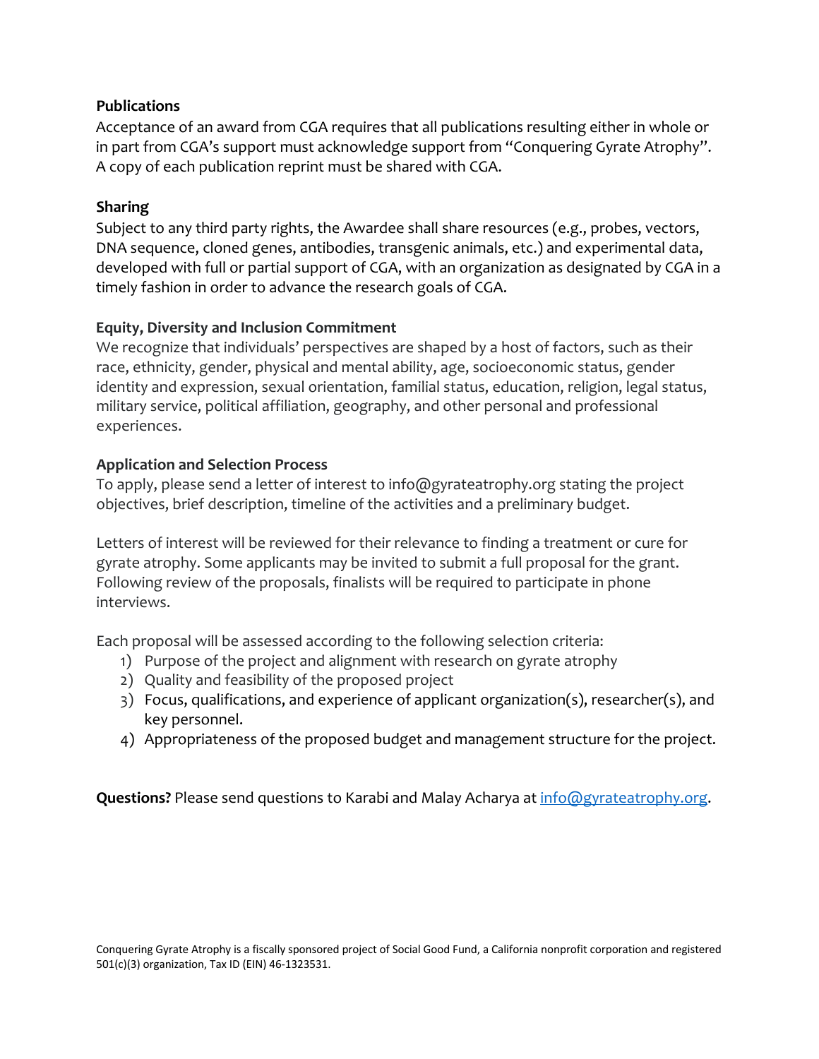**Publications**

Acceptance of an award from CGA requires that all publications resulting either in whole or in part from CGA's support must acknowledge support from "Conquering Gyrate Atrophy". A copy of each publication reprint must be shared with CGA.

**Sharing**

Subject to any third party rights, the Awardee shall share resources (e.g., probes, vectors, DNA sequence, cloned genes, antibodies, transgenic animals, etc.) and experimental data, developed with full or partial support of CGA, with an organization as designated by CGA in a timely fashion in order to advance the research goals of CGA.

**Equity, Diversity and Inclusion Commitment**

We recognize that individuals' perspectives are shaped by a host of factors, such as their race, ethnicity, gender, physical and mental ability, age, socioeconomic status, gender identity and expression, sexual orientation, familial status, education, religion, legal status, military service, political affiliation, geography, and other personal and professional experiences.

**Application and Selection Process**

To apply, please send a letter of interest to info@gyrateatrophy.org stating the project objectives, brief description, timeline of the activities and a preliminary budget.

Letters of interest will be reviewed for their relevance to finding a treatment or cure for gyrate atrophy. Some applicants may be invited to submit a full proposal for the grant. Following review of the proposals, finalists will be required to participate in phone interviews.

Each proposal will be assessed according to the following selection criteria:

1) Purpose of the project and alignment with research on gyrate atrophy
2) Quality and feasibility of the proposed project
3) Focus, qualifications, and experience of applicant organization(s), researcher(s), and key personnel.
4) Appropriateness of the proposed budget and management structure for the project.

**Questions?** Please send questions to Karabi and Malay Acharya at [info@gyrateatrophy.org](mailto:info@gyrateatrophy.org).

Conquering Gyrate Atrophy is a fiscally sponsored project of Social Good Fund, a California nonprofit corporation and registered 501(c)(3) organization, Tax ID (EIN) 46-1323531.